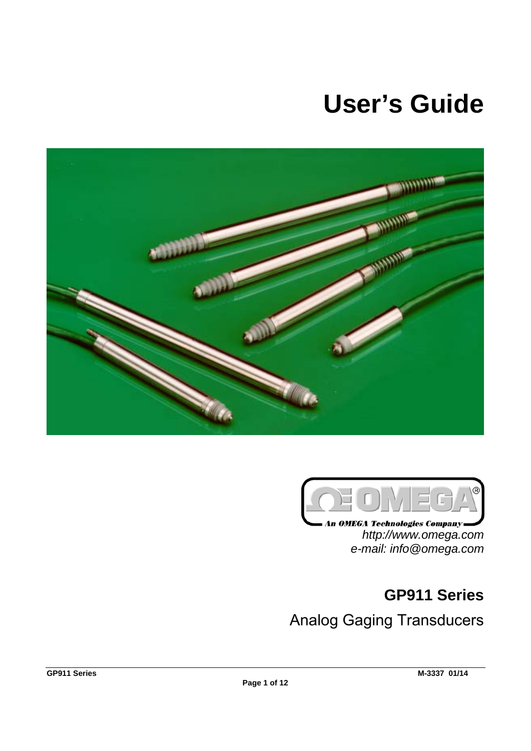# User's Guide

An OMEGA Technologies Company

*http://www.omega.com*

*e-mail: info@omega.com*

## GP911 Series

Analog Gaging Transducers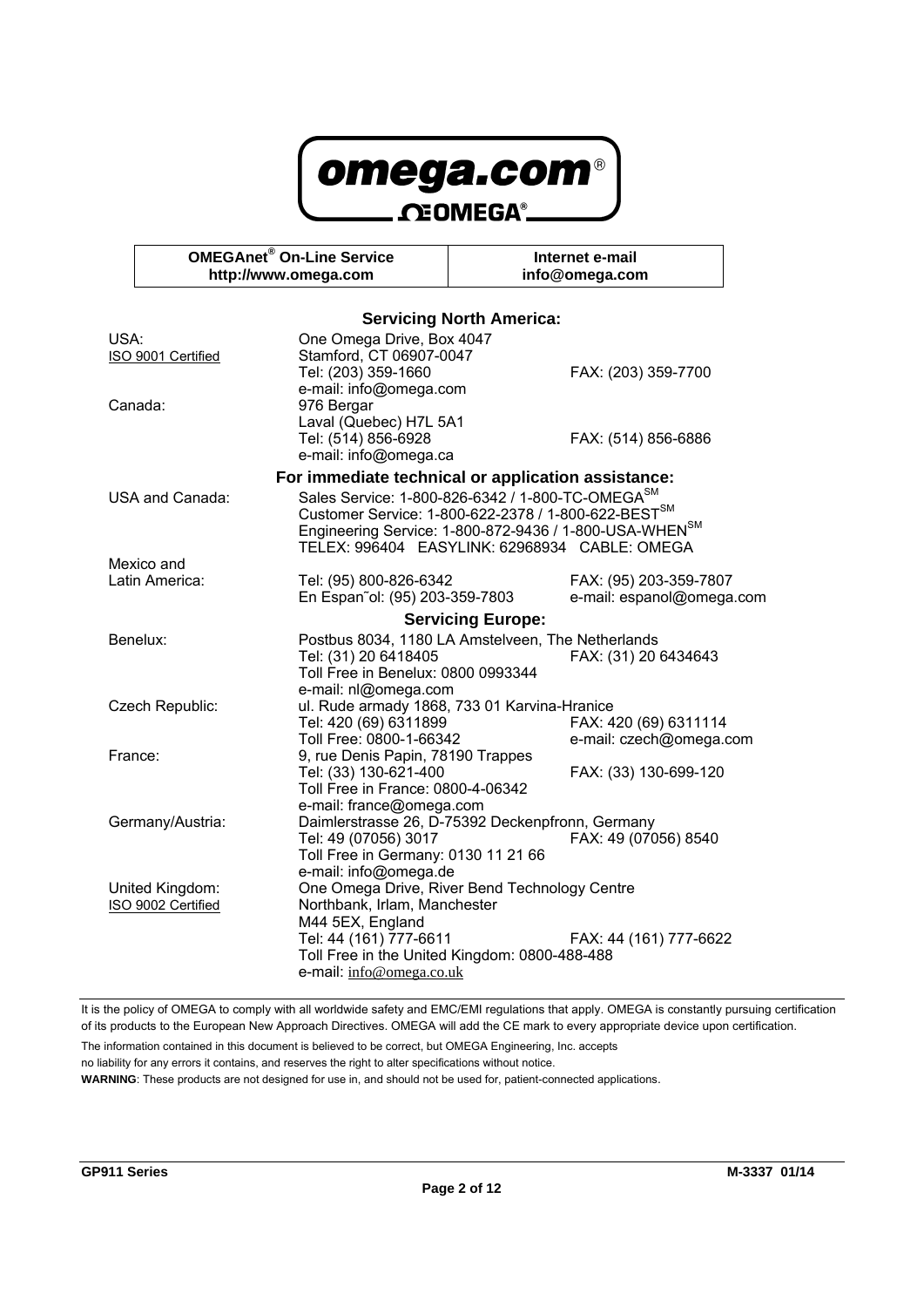omega.com®

OMEGA®

| OMEGAnet® On-Line Service http://www.omega.com | Internet e-mail info@omega.com |
|---|---|

## Servicing North America:

| | | |
|---|---|---|
| USA: ISO 9001 Certified | One Omega Drive, Box 4047 Stamford, CT 06907-0047 Tel: (203) 359-1660 e-mail: info@omega.com | FAX: (203) 359-7700 |
| Canada: | 976 Bergar Laval (Quebec) H7L 5A1 Tel: (514) 856-6928 e-mail: info@omega.ca | FAX: (514) 856-6886 |

## For immediate technical or application assistance:

| | | |
|---|---|---|
| USA and Canada: | Sales Service: 1-800-826-6342 / 1-800-TC-OMEGA℠ Customer Service: 1-800-622-2378 / 1-800-622-BEST℠ Engineering Service: 1-800-872-9436 / 1-800-USA-WHEN℠ TELEX: 996404 EASYLINK: 62968934 CABLE: OMEGA | |
| Mexico and Latin America: | Tel: (95) 800-826-6342 En Espan˜ol: (95) 203-359-7803 | FAX: (95) 203-359-7807 e-mail: espanol@omega.com |

## Servicing Europe:

| | | |
|---|---|---|
| Benelux: | Postbus 8034, 1180 LA Amstelveen, The Netherlands Tel: (31) 20 6418405 Toll Free in Benelux: 0800 0993344 e-mail: nl@omega.com | FAX: (31) 20 6434643 |
| Czech Republic: | ul. Rude armady 1868, 733 01 Karvina-Hranice Tel: 420 (69) 6311899 Toll Free: 0800-1-66342 | FAX: 420 (69) 6311114 e-mail: czech@omega.com |
| France: | 9, rue Denis Papin, 78190 Trappes Tel: (33) 130-621-400 Toll Free in France: 0800-4-06342 e-mail: france@omega.com | FAX: (33) 130-699-120 |
| Germany/Austria: | Daimlerstrasse 26, D-75392 Deckenpfronn, Germany Tel: 49 (07056) 3017 Toll Free in Germany: 0130 11 21 66 e-mail: info@omega.de | FAX: 49 (07056) 8540 |
| United Kingdom: ISO 9002 Certified | One Omega Drive, River Bend Technology Centre Northbank, Irlam, Manchester M44 5EX, England Tel: 44 (161) 777-6611 Toll Free in the United Kingdom: 0800-488-488 e-mail: info@omega.co.uk | FAX: 44 (161) 777-6622 |

It is the policy of OMEGA to comply with all worldwide safety and EMC/EMI regulations that apply. OMEGA is constantly pursuing certification of its products to the European New Approach Directives. OMEGA will add the CE mark to every appropriate device upon certification.

The information contained in this document is believed to be correct, but OMEGA Engineering, Inc. accepts no liability for any errors it contains, and reserves the right to alter specifications without notice.

**WARNING**: These products are not designed for use in, and should not be used for, patient-connected applications.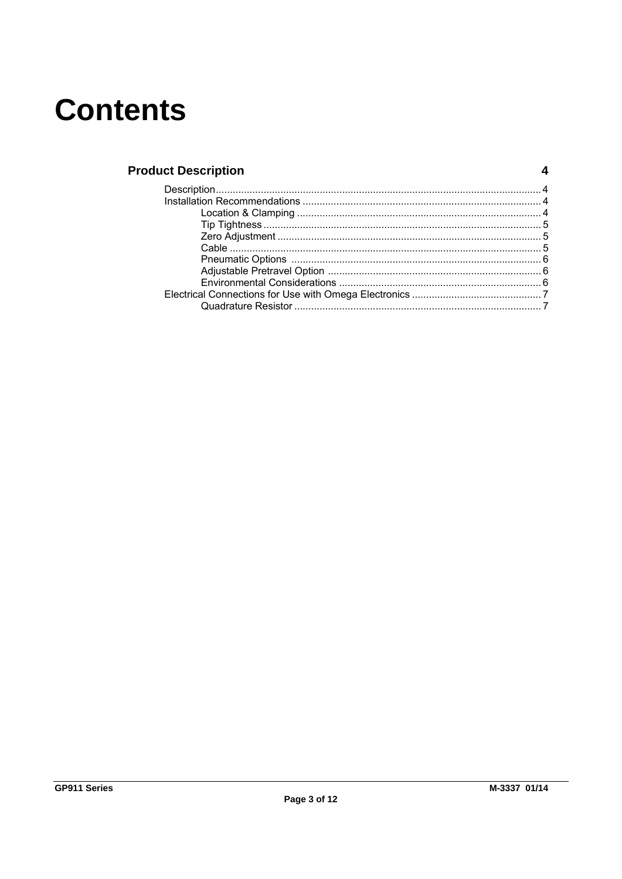# Contents

**Product Description** 4

- Description.......................................................................................................... 4
- Installation Recommendations ....................................................................... 4
  - Location & Clamping ........................................................................ 4
  - Tip Tightness .................................................................................... 5
  - Zero Adjustment ............................................................................... 5
  - Cable ................................................................................................. 5
  - Pneumatic Options ........................................................................... 6
  - Adjustable Pretravel Option .............................................................. 6
  - Environmental Considerations .......................................................... 6
- Electrical Connections for Use with Omega Electronics ................................ 7
  - Quadrature Resistor .......................................................................... 7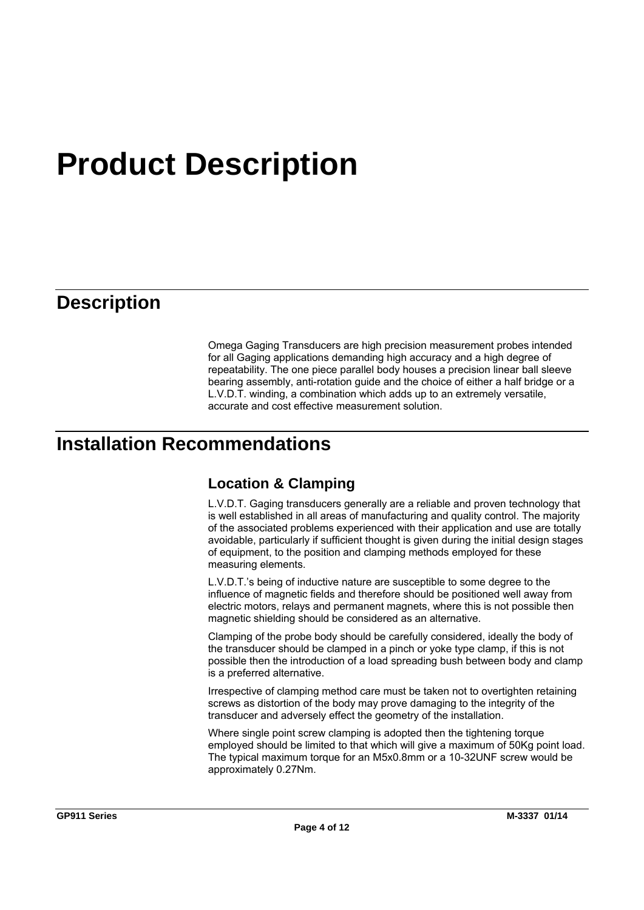# Product Description

## Description

Omega Gaging Transducers are high precision measurement probes intended for all Gaging applications demanding high accuracy and a high degree of repeatability. The one piece parallel body houses a precision linear ball sleeve bearing assembly, anti-rotation guide and the choice of either a half bridge or a L.V.D.T. winding, a combination which adds up to an extremely versatile, accurate and cost effective measurement solution.

## Installation Recommendations

### Location & Clamping

L.V.D.T. Gaging transducers generally are a reliable and proven technology that is well established in all areas of manufacturing and quality control. The majority of the associated problems experienced with their application and use are totally avoidable, particularly if sufficient thought is given during the initial design stages of equipment, to the position and clamping methods employed for these measuring elements.

L.V.D.T.'s being of inductive nature are susceptible to some degree to the influence of magnetic fields and therefore should be positioned well away from electric motors, relays and permanent magnets, where this is not possible then magnetic shielding should be considered as an alternative.

Clamping of the probe body should be carefully considered, ideally the body of the transducer should be clamped in a pinch or yoke type clamp, if this is not possible then the introduction of a load spreading bush between body and clamp is a preferred alternative.

Irrespective of clamping method care must be taken not to overtighten retaining screws as distortion of the body may prove damaging to the integrity of the transducer and adversely effect the geometry of the installation.

Where single point screw clamping is adopted then the tightening torque employed should be limited to that which will give a maximum of 50Kg point load. The typical maximum torque for an M5x0.8mm or a 10-32UNF screw would be approximately 0.27Nm.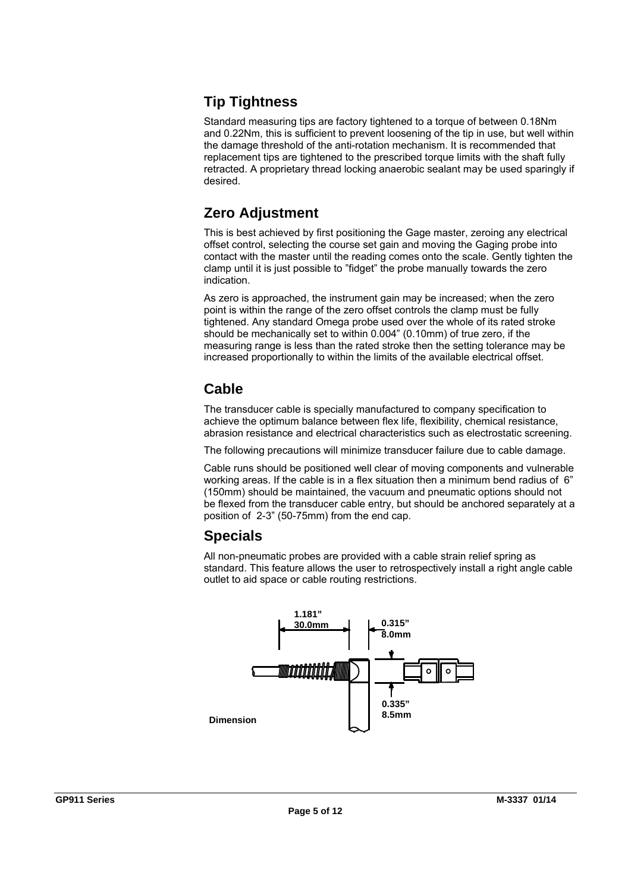## Tip Tightness

Standard measuring tips are factory tightened to a torque of between 0.18Nm and 0.22Nm, this is sufficient to prevent loosening of the tip in use, but well within the damage threshold of the anti-rotation mechanism. It is recommended that replacement tips are tightened to the prescribed torque limits with the shaft fully retracted. A proprietary thread locking anaerobic sealant may be used sparingly if desired.

## Zero Adjustment

This is best achieved by first positioning the Gage master, zeroing any electrical offset control, selecting the course set gain and moving the Gaging probe into contact with the master until the reading comes onto the scale. Gently tighten the clamp until it is just possible to "fidget" the probe manually towards the zero indication.

As zero is approached, the instrument gain may be increased; when the zero point is within the range of the zero offset controls the clamp must be fully tightened. Any standard Omega probe used over the whole of its rated stroke should be mechanically set to within 0.004" (0.10mm) of true zero, if the measuring range is less than the rated stroke then the setting tolerance may be increased proportionally to within the limits of the available electrical offset.

## Cable

The transducer cable is specially manufactured to company specification to achieve the optimum balance between flex life, flexibility, chemical resistance, abrasion resistance and electrical characteristics such as electrostatic screening.

The following precautions will minimize transducer failure due to cable damage.

Cable runs should be positioned well clear of moving components and vulnerable working areas. If the cable is in a flex situation then a minimum bend radius of 6" (150mm) should be maintained, the vacuum and pneumatic options should not be flexed from the transducer cable entry, but should be anchored separately at a position of 2-3" (50-75mm) from the end cap.

## Specials

All non-pneumatic probes are provided with a cable strain relief spring as standard. This feature allows the user to retrospectively install a right angle cable outlet to aid space or cable routing restrictions.

1.181"
30.0mm

0.315"
8.0mm

0.335"
8.5mm

Dimension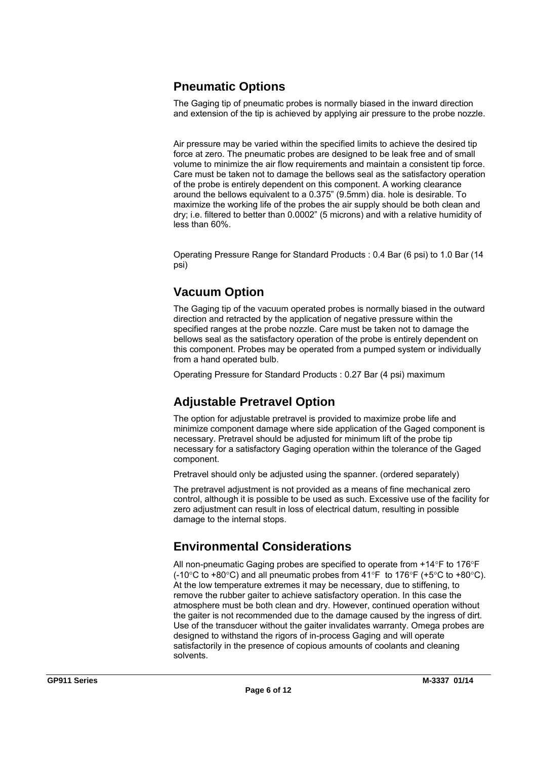## Pneumatic Options

The Gaging tip of pneumatic probes is normally biased in the inward direction and extension of the tip is achieved by applying air pressure to the probe nozzle.

Air pressure may be varied within the specified limits to achieve the desired tip force at zero. The pneumatic probes are designed to be leak free and of small volume to minimize the air flow requirements and maintain a consistent tip force. Care must be taken not to damage the bellows seal as the satisfactory operation of the probe is entirely dependent on this component. A working clearance around the bellows equivalent to a 0.375" (9.5mm) dia. hole is desirable. To maximize the working life of the probes the air supply should be both clean and dry; i.e. filtered to better than 0.0002" (5 microns) and with a relative humidity of less than 60%.

Operating Pressure Range for Standard Products : 0.4 Bar (6 psi) to 1.0 Bar (14 psi)

## Vacuum Option

The Gaging tip of the vacuum operated probes is normally biased in the outward direction and retracted by the application of negative pressure within the specified ranges at the probe nozzle. Care must be taken not to damage the bellows seal as the satisfactory operation of the probe is entirely dependent on this component. Probes may be operated from a pumped system or individually from a hand operated bulb.

Operating Pressure for Standard Products : 0.27 Bar (4 psi) maximum

## Adjustable Pretravel Option

The option for adjustable pretravel is provided to maximize probe life and minimize component damage where side application of the Gaged component is necessary. Pretravel should be adjusted for minimum lift of the probe tip necessary for a satisfactory Gaging operation within the tolerance of the Gaged component.

Pretravel should only be adjusted using the spanner. (ordered separately)

The pretravel adjustment is not provided as a means of fine mechanical zero control, although it is possible to be used as such. Excessive use of the facility for zero adjustment can result in loss of electrical datum, resulting in possible damage to the internal stops.

## Environmental Considerations

All non-pneumatic Gaging probes are specified to operate from +14°F to 176°F (-10°C to +80°C) and all pneumatic probes from 41°F to 176°F (+5°C to +80°C). At the low temperature extremes it may be necessary, due to stiffening, to remove the rubber gaiter to achieve satisfactory operation. In this case the atmosphere must be both clean and dry. However, continued operation without the gaiter is not recommended due to the damage caused by the ingress of dirt. Use of the transducer without the gaiter invalidates warranty. Omega probes are designed to withstand the rigors of in-process Gaging and will operate satisfactorily in the presence of copious amounts of coolants and cleaning solvents.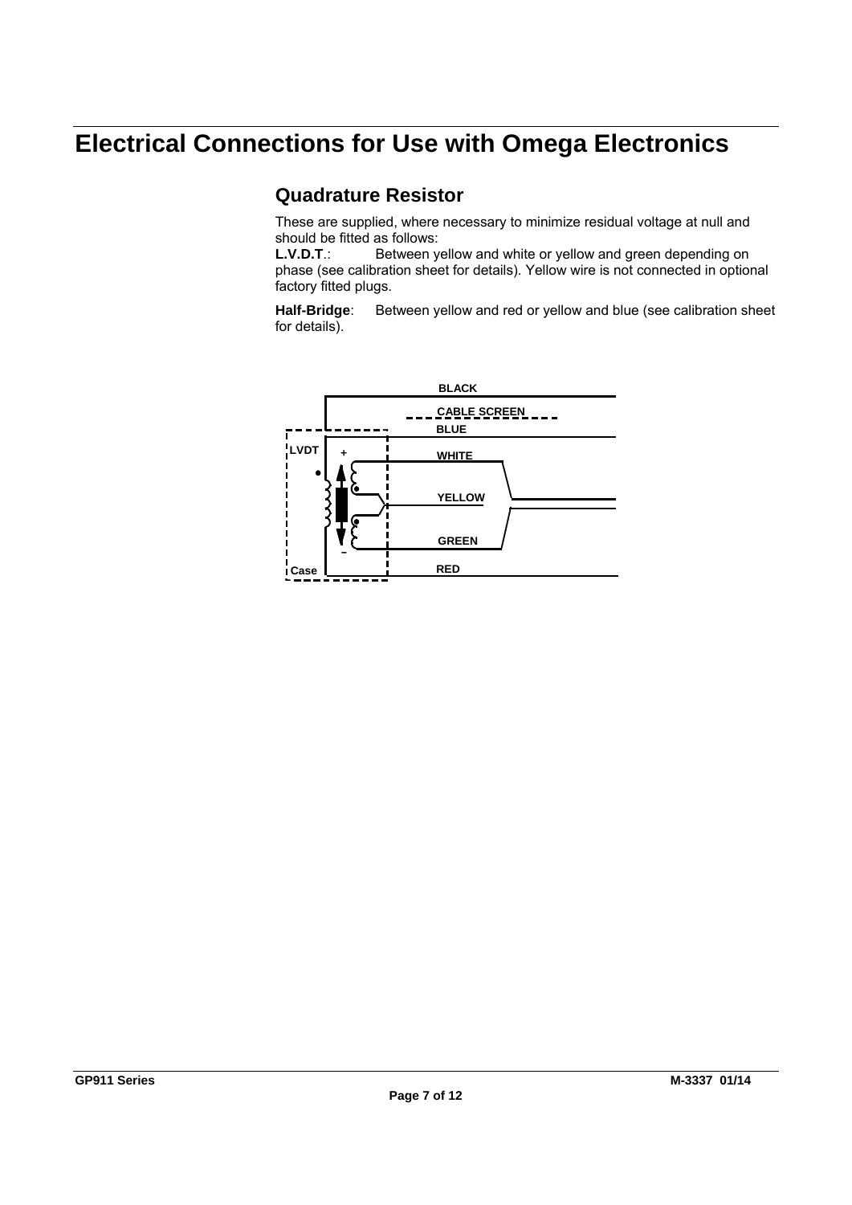# Electrical Connections for Use with Omega Electronics

## Quadrature Resistor

These are supplied, where necessary to minimize residual voltage at null and should be fitted as follows:

**L.V.D.T**.: Between yellow and white or yellow and green depending on phase (see calibration sheet for details). Yellow wire is not connected in optional factory fitted plugs.

**Half-Bridge**: Between yellow and red or yellow and blue (see calibration sheet for details).

BLACK

CABLE SCREEN

BLUE

LVDT

WHITE

YELLOW

GREEN

Case

RED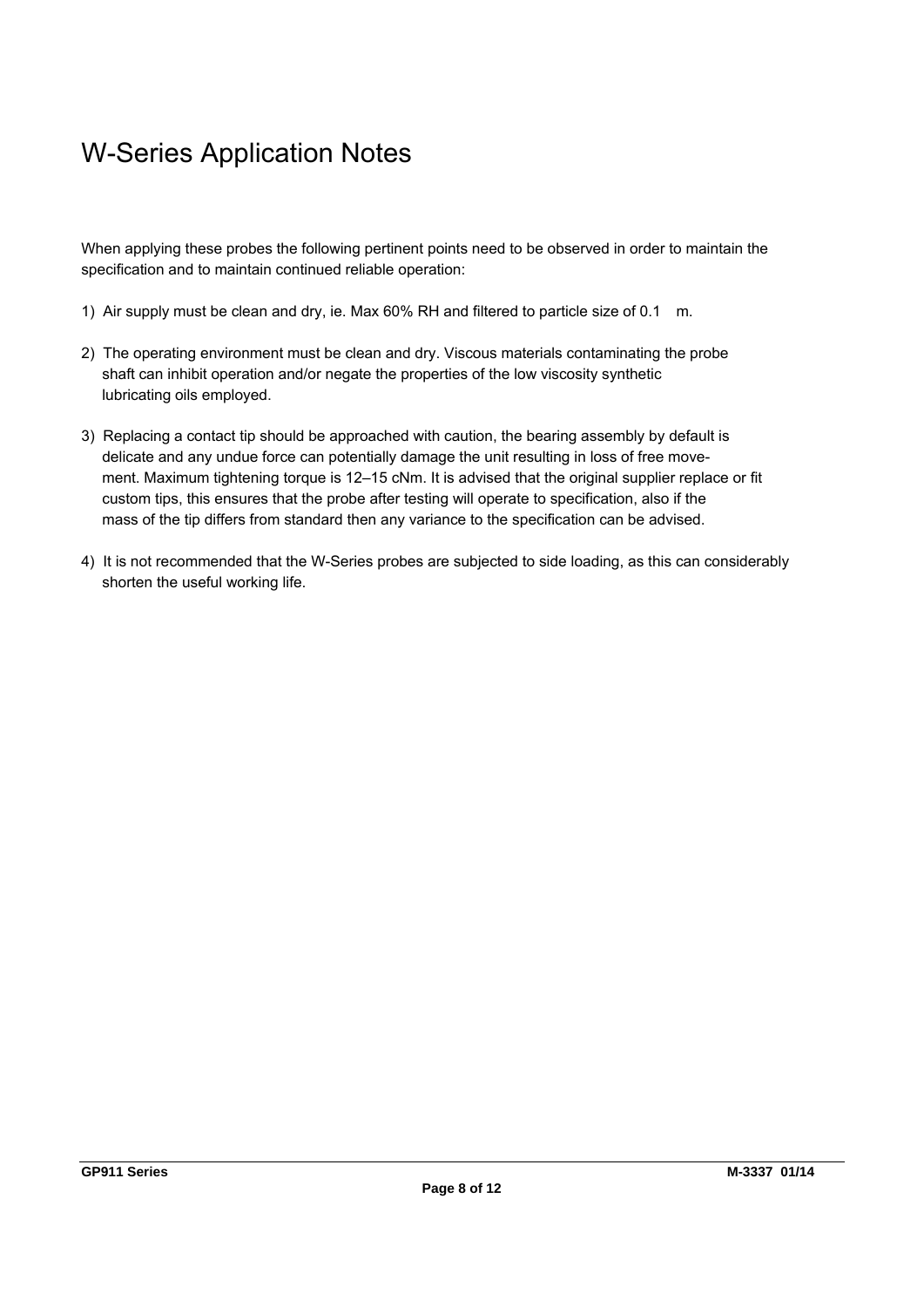# W-Series Application Notes

When applying these probes the following pertinent points need to be observed in order to maintain the specification and to maintain continued reliable operation:

1) Air supply must be clean and dry, ie. Max 60% RH and filtered to particle size of 0.1 m.

2) The operating environment must be clean and dry. Viscous materials contaminating the probe shaft can inhibit operation and/or negate the properties of the low viscosity synthetic lubricating oils employed.

3) Replacing a contact tip should be approached with caution, the bearing assembly by default is delicate and any undue force can potentially damage the unit resulting in loss of free movement. Maximum tightening torque is 12–15 cNm. It is advised that the original supplier replace or fit custom tips, this ensures that the probe after testing will operate to specification, also if the mass of the tip differs from standard then any variance to the specification can be advised.

4) It is not recommended that the W-Series probes are subjected to side loading, as this can considerably shorten the useful working life.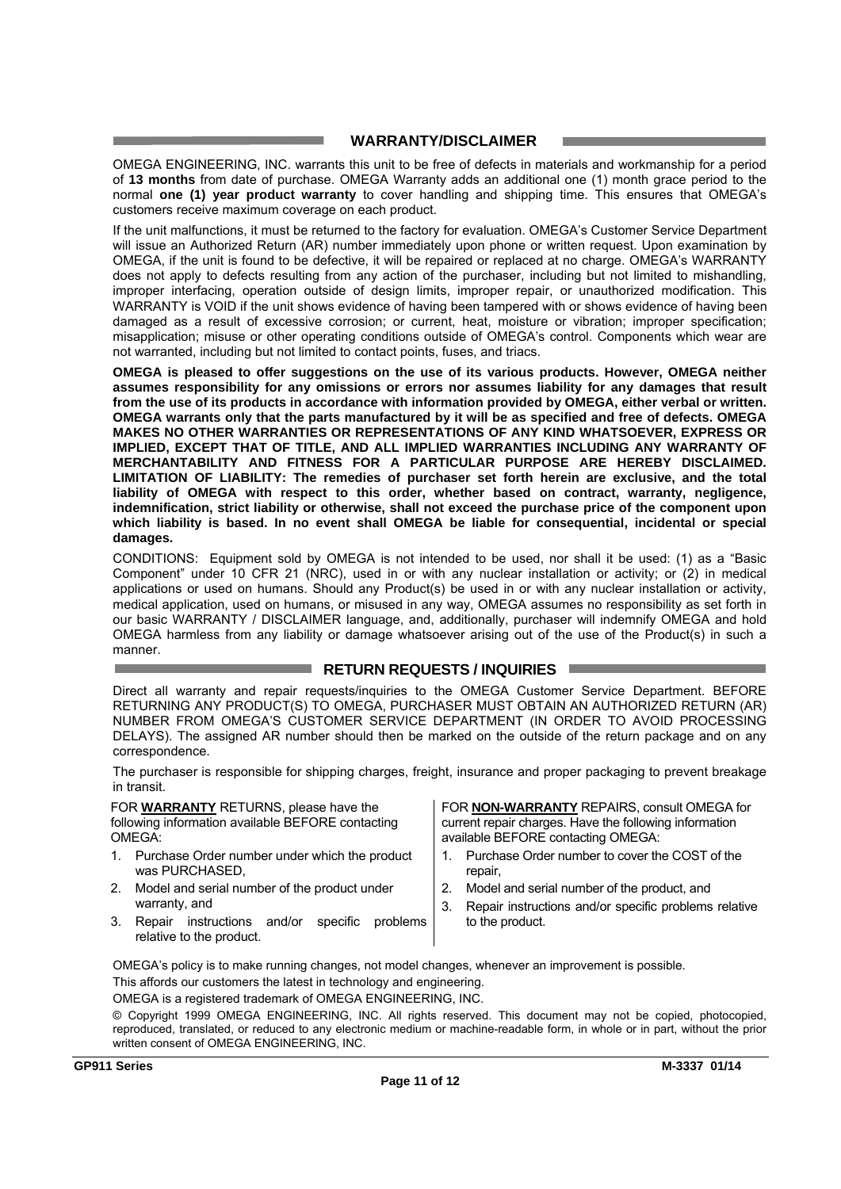## WARRANTY/DISCLAIMER

OMEGA ENGINEERING, INC. warrants this unit to be free of defects in materials and workmanship for a period of **13 months** from date of purchase. OMEGA Warranty adds an additional one (1) month grace period to the normal **one (1) year product warranty** to cover handling and shipping time. This ensures that OMEGA's customers receive maximum coverage on each product.

If the unit malfunctions, it must be returned to the factory for evaluation. OMEGA's Customer Service Department will issue an Authorized Return (AR) number immediately upon phone or written request. Upon examination by OMEGA, if the unit is found to be defective, it will be repaired or replaced at no charge. OMEGA's WARRANTY does not apply to defects resulting from any action of the purchaser, including but not limited to mishandling, improper interfacing, operation outside of design limits, improper repair, or unauthorized modification. This WARRANTY is VOID if the unit shows evidence of having been tampered with or shows evidence of having been damaged as a result of excessive corrosion; or current, heat, moisture or vibration; improper specification; misapplication; misuse or other operating conditions outside of OMEGA's control. Components which wear are not warranted, including but not limited to contact points, fuses, and triacs.

**OMEGA is pleased to offer suggestions on the use of its various products. However, OMEGA neither assumes responsibility for any omissions or errors nor assumes liability for any damages that result from the use of its products in accordance with information provided by OMEGA, either verbal or written. OMEGA warrants only that the parts manufactured by it will be as specified and free of defects. OMEGA MAKES NO OTHER WARRANTIES OR REPRESENTATIONS OF ANY KIND WHATSOEVER, EXPRESS OR IMPLIED, EXCEPT THAT OF TITLE, AND ALL IMPLIED WARRANTIES INCLUDING ANY WARRANTY OF MERCHANTABILITY AND FITNESS FOR A PARTICULAR PURPOSE ARE HEREBY DISCLAIMED. LIMITATION OF LIABILITY: The remedies of purchaser set forth herein are exclusive, and the total liability of OMEGA with respect to this order, whether based on contract, warranty, negligence, indemnification, strict liability or otherwise, shall not exceed the purchase price of the component upon which liability is based. In no event shall OMEGA be liable for consequential, incidental or special damages.**

CONDITIONS: Equipment sold by OMEGA is not intended to be used, nor shall it be used: (1) as a "Basic Component" under 10 CFR 21 (NRC), used in or with any nuclear installation or activity; or (2) in medical applications or used on humans. Should any Product(s) be used in or with any nuclear installation or activity, medical application, used on humans, or misused in any way, OMEGA assumes no responsibility as set forth in our basic WARRANTY / DISCLAIMER language, and, additionally, purchaser will indemnify OMEGA and hold OMEGA harmless from any liability or damage whatsoever arising out of the use of the Product(s) in such a manner.

## RETURN REQUESTS / INQUIRIES

Direct all warranty and repair requests/inquiries to the OMEGA Customer Service Department. BEFORE RETURNING ANY PRODUCT(S) TO OMEGA, PURCHASER MUST OBTAIN AN AUTHORIZED RETURN (AR) NUMBER FROM OMEGA'S CUSTOMER SERVICE DEPARTMENT (IN ORDER TO AVOID PROCESSING DELAYS). The assigned AR number should then be marked on the outside of the return package and on any correspondence.

The purchaser is responsible for shipping charges, freight, insurance and proper packaging to prevent breakage in transit.

FOR **WARRANTY** RETURNS, please have the following information available BEFORE contacting OMEGA:

1. Purchase Order number under which the product was PURCHASED,
2. Model and serial number of the product under warranty, and
3. Repair instructions and/or specific problems relative to the product.

FOR **NON-WARRANTY** REPAIRS, consult OMEGA for current repair charges. Have the following information available BEFORE contacting OMEGA:

1. Purchase Order number to cover the COST of the repair,
2. Model and serial number of the product, and
3. Repair instructions and/or specific problems relative to the product.

OMEGA's policy is to make running changes, not model changes, whenever an improvement is possible.

This affords our customers the latest in technology and engineering.

OMEGA is a registered trademark of OMEGA ENGINEERING, INC.

© Copyright 1999 OMEGA ENGINEERING, INC. All rights reserved. This document may not be copied, photocopied, reproduced, translated, or reduced to any electronic medium or machine-readable form, in whole or in part, without the prior written consent of OMEGA ENGINEERING, INC.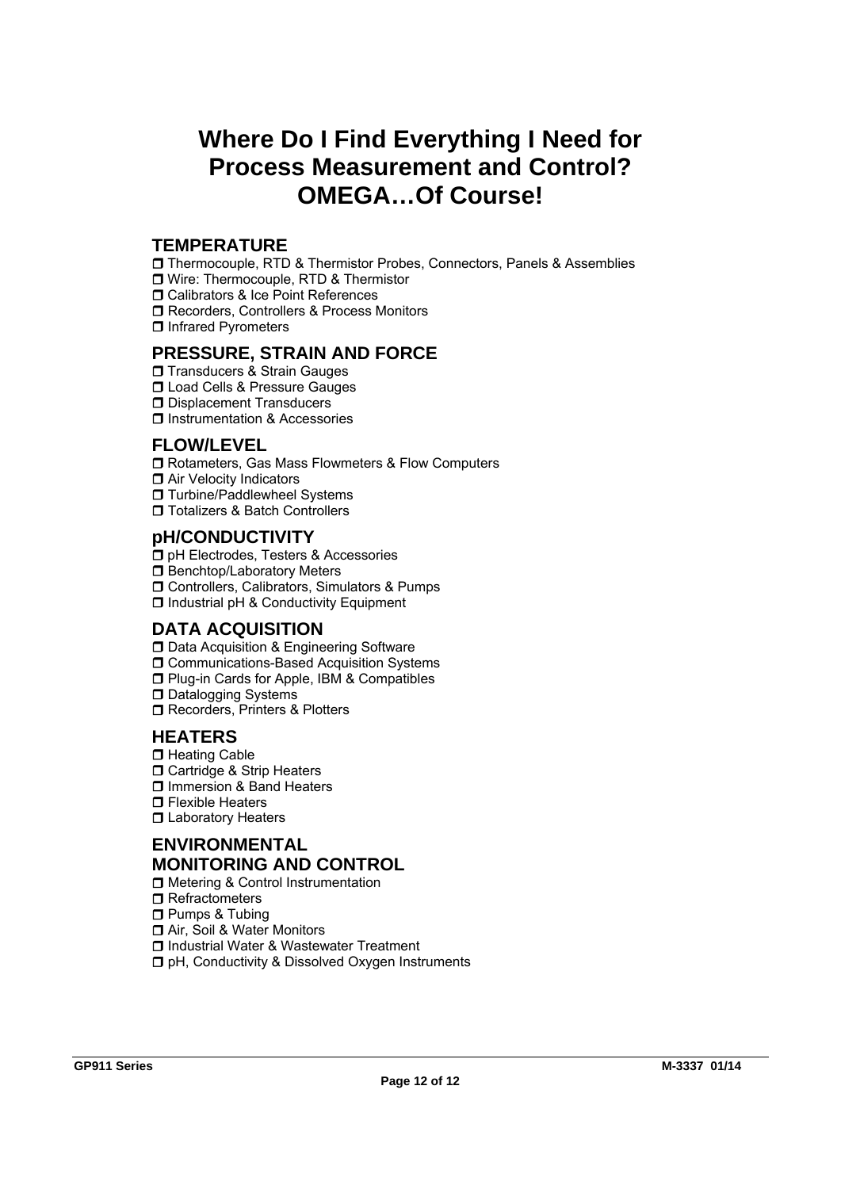# Where Do I Find Everything I Need for Process Measurement and Control? OMEGA…Of Course!

## TEMPERATURE

- Thermocouple, RTD & Thermistor Probes, Connectors, Panels & Assemblies
- Wire: Thermocouple, RTD & Thermistor
- Calibrators & Ice Point References
- Recorders, Controllers & Process Monitors
- Infrared Pyrometers

## PRESSURE, STRAIN AND FORCE

- Transducers & Strain Gauges
- Load Cells & Pressure Gauges
- Displacement Transducers
- Instrumentation & Accessories

## FLOW/LEVEL

- Rotameters, Gas Mass Flowmeters & Flow Computers
- Air Velocity Indicators
- Turbine/Paddlewheel Systems
- Totalizers & Batch Controllers

## pH/CONDUCTIVITY

- pH Electrodes, Testers & Accessories
- Benchtop/Laboratory Meters
- Controllers, Calibrators, Simulators & Pumps
- Industrial pH & Conductivity Equipment

## DATA ACQUISITION

- Data Acquisition & Engineering Software
- Communications-Based Acquisition Systems
- Plug-in Cards for Apple, IBM & Compatibles
- Datalogging Systems
- Recorders, Printers & Plotters

## HEATERS

- Heating Cable
- Cartridge & Strip Heaters
- Immersion & Band Heaters
- Flexible Heaters
- Laboratory Heaters

## ENVIRONMENTAL MONITORING AND CONTROL

- Metering & Control Instrumentation
- Refractometers
- Pumps & Tubing
- Air, Soil & Water Monitors
- Industrial Water & Wastewater Treatment
- pH, Conductivity & Dissolved Oxygen Instruments